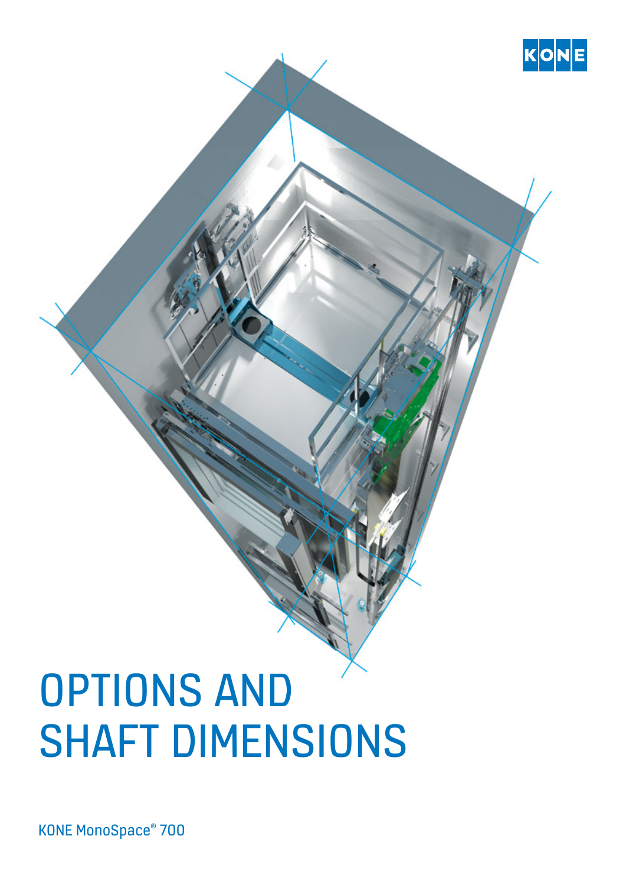KONE

# OPTIONS AND SHAFT DIMENSIONS

KONE MonoSpace® 700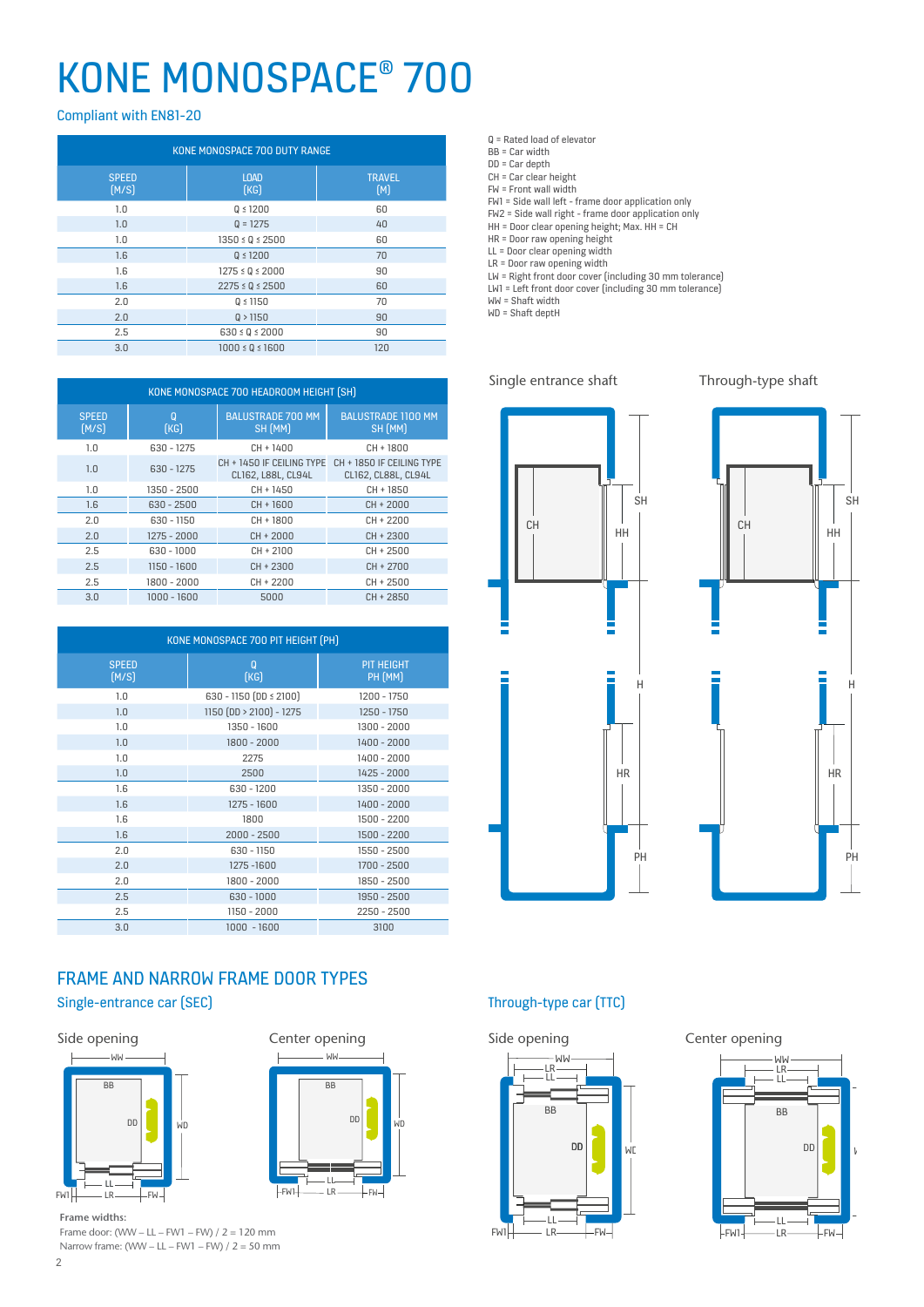# KONE MONOSPACE® 700

Compliant with EN81-20

| KONE MONOSPACE 700 DUTY RANGE | | |
|---|---|---|
| SPEED (M/S) | LOAD (KG) | TRAVEL (M) |
| 1.0 | Q ≤ 1200 | 60 |
| 1.0 | Q = 1275 | 40 |
| 1.0 | 1350 ≤ Q ≤ 2500 | 60 |
| 1.6 | Q ≤ 1200 | 70 |
| 1.6 | 1275 ≤ Q ≤ 2000 | 90 |
| 1.6 | 2275 ≤ Q ≤ 2500 | 60 |
| 2.0 | Q ≤ 1150 | 70 |
| 2.0 | Q > 1150 | 90 |
| 2.5 | 630 ≤ Q ≤ 2000 | 90 |
| 3.0 | 1000 ≤ Q ≤ 1600 | 120 |

Q = Rated load of elevator
BB = Car width
DD = Car depth
CH = Car clear height
FW = Front wall width
FW1 = Side wall left - frame door application only
FW2 = Side wall right - frame door application only
HH = Door clear opening height; Max. HH = CH
HR = Door raw opening height
LL = Door clear opening width
LR = Door raw opening width
LW = Right front door cover (including 30 mm tolerance)
LW1 = Left front door cover (including 30 mm tolerance)
WW = Shaft width
WD = Shaft depth

| KONE MONOSPACE 700 HEADROOM HEIGHT (SH) | | | |
|---|---|---|---|
| SPEED (M/S) | Q (KG) | BALUSTRADE 700 MM SH (MM) | BALUSTRADE 1100 MM SH (MM) |
| 1.0 | 630 - 1275 | CH + 1400 | CH + 1800 |
| 1.0 | 630 - 1275 | CH + 1450 IF CEILING TYPE CL162, L88L, CL94L | CH + 1850 IF CEILING TYPE CL162, CL88L, CL94L |
| 1.0 | 1350 - 2500 | CH + 1450 | CH + 1850 |
| 1.6 | 630 - 2500 | CH + 1600 | CH + 2000 |
| 2.0 | 630 - 1150 | CH + 1800 | CH + 2200 |
| 2.0 | 1275 - 2000 | CH + 2000 | CH + 2300 |
| 2.5 | 630 - 1000 | CH + 2100 | CH + 2500 |
| 2.5 | 1150 - 1600 | CH + 2300 | CH + 2700 |
| 2.5 | 1800 - 2000 | CH + 2200 | CH + 2500 |
| 3.0 | 1000 - 1600 | 5000 | CH + 2850 |

Single entrance shaft

Through-type shaft

| KONE MONOSPACE 700 PIT HEIGHT (PH) | | |
|---|---|---|
| SPEED (M/S) | Q (KG) | PIT HEIGHT PH (MM) |
| 1.0 | 630 - 1150 (DD ≤ 2100) | 1200 - 1750 |
| 1.0 | 1150 (DD > 2100) - 1275 | 1250 - 1750 |
| 1.0 | 1350 - 1600 | 1300 - 2000 |
| 1.0 | 1800 - 2000 | 1400 - 2000 |
| 1.0 | 2275 | 1400 - 2000 |
| 1.0 | 2500 | 1425 - 2000 |
| 1.6 | 630 - 1200 | 1350 - 2000 |
| 1.6 | 1275 - 1600 | 1400 - 2000 |
| 1.6 | 1800 | 1500 - 2200 |
| 1.6 | 2000 - 2500 | 1500 - 2200 |
| 2.0 | 630 - 1150 | 1550 - 2500 |
| 2.0 | 1275 -1600 | 1700 - 2500 |
| 2.0 | 1800 - 2000 | 1850 - 2500 |
| 2.5 | 630 - 1000 | 1950 - 2500 |
| 2.5 | 1150 - 2000 | 2250 - 2500 |
| 3.0 | 1000 - 1600 | 3100 |

## FRAME AND NARROW FRAME DOOR TYPES

### Single-entrance car (SEC)

Side opening

Center opening

**Frame widths:**
Frame door: (WW – LL – FW1 – FW) / 2 = 120 mm
Narrow frame: (WW – LL – FW1 – FW) / 2 = 50 mm

### Through-type car (TTC)

Side opening

Center opening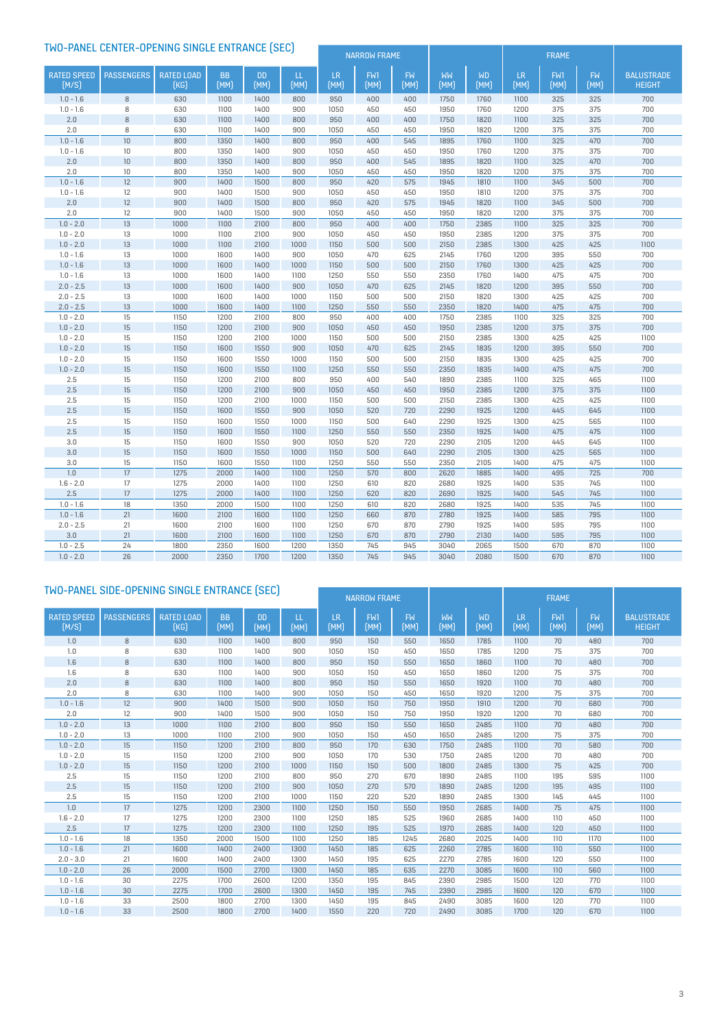## TWO-PANEL CENTER-OPENING SINGLE ENTRANCE (SEC)

| | | | | | | NARROW FRAME | | | | | FRAME | | | |
|---|---|---|---|---|---|---|---|---|---|---|---|---|---|---|
| RATED SPEED (M/S) | PASSENGERS | RATED LOAD (KG) | BB (MM) | DD (MM) | LL (MM) | LR (MM) | FW1 (MM) | FW (MM) | WW (MM) | WD (MM) | LR (MM) | FW1 (MM) | FW (MM) | BALUSTRADE HEIGHT |
| 1.0 - 1.6 | 8 | 630 | 1100 | 1400 | 800 | 950 | 400 | 400 | 1750 | 1760 | 1100 | 325 | 325 | 700 |
| 1.0 - 1.6 | 8 | 630 | 1100 | 1400 | 900 | 1050 | 450 | 450 | 1950 | 1760 | 1200 | 375 | 375 | 700 |
| 2.0 | 8 | 630 | 1100 | 1400 | 800 | 950 | 400 | 400 | 1750 | 1820 | 1100 | 325 | 325 | 700 |
| 2.0 | 8 | 630 | 1100 | 1400 | 900 | 1050 | 450 | 450 | 1950 | 1820 | 1200 | 375 | 375 | 700 |
| 1.0 - 1.6 | 10 | 800 | 1350 | 1400 | 800 | 950 | 400 | 545 | 1895 | 1760 | 1100 | 325 | 470 | 700 |
| 1.0 - 1.6 | 10 | 800 | 1350 | 1400 | 900 | 1050 | 450 | 450 | 1950 | 1760 | 1200 | 375 | 375 | 700 |
| 2.0 | 10 | 800 | 1350 | 1400 | 800 | 950 | 400 | 545 | 1895 | 1820 | 1100 | 325 | 470 | 700 |
| 2.0 | 10 | 800 | 1350 | 1400 | 900 | 1050 | 450 | 450 | 1950 | 1820 | 1200 | 375 | 375 | 700 |
| 1.0 - 1.6 | 12 | 900 | 1400 | 1500 | 800 | 950 | 420 | 575 | 1945 | 1810 | 1100 | 345 | 500 | 700 |
| 1.0 - 1.6 | 12 | 900 | 1400 | 1500 | 900 | 1050 | 450 | 450 | 1950 | 1810 | 1200 | 375 | 375 | 700 |
| 2.0 | 12 | 900 | 1400 | 1500 | 800 | 950 | 420 | 575 | 1945 | 1820 | 1100 | 345 | 500 | 700 |
| 2.0 | 12 | 900 | 1400 | 1500 | 900 | 1050 | 450 | 450 | 1950 | 1820 | 1200 | 375 | 375 | 700 |
| 1.0 - 2.0 | 13 | 1000 | 1100 | 2100 | 800 | 950 | 400 | 400 | 1750 | 2385 | 1100 | 325 | 325 | 700 |
| 1.0 - 2.0 | 13 | 1000 | 1100 | 2100 | 900 | 1050 | 450 | 450 | 1950 | 2385 | 1200 | 375 | 375 | 700 |
| 1.0 - 2.0 | 13 | 1000 | 1100 | 2100 | 1000 | 1150 | 500 | 500 | 2150 | 2385 | 1300 | 425 | 425 | 1100 |
| 1.0 - 1.6 | 13 | 1000 | 1600 | 1400 | 900 | 1050 | 470 | 625 | 2145 | 1760 | 1200 | 395 | 550 | 700 |
| 1.0 - 1.6 | 13 | 1000 | 1600 | 1400 | 1000 | 1150 | 500 | 500 | 2150 | 1760 | 1300 | 425 | 425 | 700 |
| 1.0 - 1.6 | 13 | 1000 | 1600 | 1400 | 1100 | 1250 | 550 | 550 | 2350 | 1760 | 1400 | 475 | 475 | 700 |
| 2.0 - 2.5 | 13 | 1000 | 1600 | 1400 | 900 | 1050 | 470 | 625 | 2145 | 1820 | 1200 | 395 | 550 | 700 |
| 2.0 - 2.5 | 13 | 1000 | 1600 | 1400 | 1000 | 1150 | 500 | 500 | 2150 | 1820 | 1300 | 425 | 425 | 700 |
| 2.0 - 2.5 | 13 | 1000 | 1600 | 1400 | 1100 | 1250 | 550 | 550 | 2350 | 1820 | 1400 | 475 | 475 | 700 |
| 1.0 - 2.0 | 15 | 1150 | 1200 | 2100 | 800 | 950 | 400 | 400 | 1750 | 2385 | 1100 | 325 | 325 | 700 |
| 1.0 - 2.0 | 15 | 1150 | 1200 | 2100 | 900 | 1050 | 450 | 450 | 1950 | 2385 | 1200 | 375 | 375 | 700 |
| 1.0 - 2.0 | 15 | 1150 | 1200 | 2100 | 1000 | 1150 | 500 | 500 | 2150 | 2385 | 1300 | 425 | 425 | 1100 |
| 1.0 - 2.0 | 15 | 1150 | 1600 | 1550 | 900 | 1050 | 470 | 625 | 2145 | 1835 | 1200 | 395 | 550 | 700 |
| 1.0 - 2.0 | 15 | 1150 | 1600 | 1550 | 1000 | 1150 | 500 | 500 | 2150 | 1835 | 1300 | 425 | 425 | 700 |
| 1.0 - 2.0 | 15 | 1150 | 1600 | 1550 | 1100 | 1250 | 550 | 550 | 2350 | 1835 | 1400 | 475 | 475 | 700 |
| 2.5 | 15 | 1150 | 1200 | 2100 | 800 | 950 | 400 | 540 | 1890 | 2385 | 1100 | 325 | 465 | 1100 |
| 2.5 | 15 | 1150 | 1200 | 2100 | 900 | 1050 | 450 | 450 | 1950 | 2385 | 1200 | 375 | 375 | 1100 |
| 2.5 | 15 | 1150 | 1200 | 2100 | 1000 | 1150 | 500 | 500 | 2150 | 2385 | 1300 | 425 | 425 | 1100 |
| 2.5 | 15 | 1150 | 1600 | 1550 | 900 | 1050 | 520 | 720 | 2290 | 1925 | 1200 | 445 | 645 | 1100 |
| 2.5 | 15 | 1150 | 1600 | 1550 | 1000 | 1150 | 500 | 640 | 2290 | 1925 | 1300 | 425 | 565 | 1100 |
| 2.5 | 15 | 1150 | 1600 | 1550 | 1100 | 1250 | 550 | 550 | 2350 | 1925 | 1400 | 475 | 475 | 1100 |
| 3.0 | 15 | 1150 | 1600 | 1550 | 900 | 1050 | 520 | 720 | 2290 | 2105 | 1200 | 445 | 645 | 1100 |
| 3.0 | 15 | 1150 | 1600 | 1550 | 1000 | 1150 | 500 | 640 | 2290 | 2105 | 1300 | 425 | 565 | 1100 |
| 3.0 | 15 | 1150 | 1600 | 1550 | 1100 | 1250 | 550 | 550 | 2350 | 2105 | 1400 | 475 | 475 | 1100 |
| 1.0 | 17 | 1275 | 2000 | 1400 | 1100 | 1250 | 570 | 800 | 2620 | 1885 | 1400 | 495 | 725 | 700 |
| 1.6 - 2.0 | 17 | 1275 | 2000 | 1400 | 1100 | 1250 | 610 | 820 | 2680 | 1925 | 1400 | 535 | 745 | 1100 |
| 2.5 | 17 | 1275 | 2000 | 1400 | 1100 | 1250 | 620 | 820 | 2690 | 1925 | 1400 | 545 | 745 | 1100 |
| 1.0 - 1.6 | 18 | 1350 | 2000 | 1500 | 1100 | 1250 | 610 | 820 | 2680 | 1925 | 1400 | 535 | 745 | 1100 |
| 1.0 - 1.6 | 21 | 1600 | 2100 | 1600 | 1100 | 1250 | 660 | 870 | 2780 | 1925 | 1400 | 585 | 795 | 1100 |
| 2.0 - 2.5 | 21 | 1600 | 2100 | 1600 | 1100 | 1250 | 670 | 870 | 2790 | 1925 | 1400 | 595 | 795 | 1100 |
| 3.0 | 21 | 1600 | 2100 | 1600 | 1100 | 1250 | 670 | 870 | 2790 | 2130 | 1400 | 595 | 795 | 1100 |
| 1.0 - 2.5 | 24 | 1800 | 2350 | 1600 | 1200 | 1350 | 745 | 945 | 3040 | 2065 | 1500 | 670 | 870 | 1100 |
| 1.0 - 2.0 | 26 | 2000 | 2350 | 1700 | 1200 | 1350 | 745 | 945 | 3040 | 2080 | 1500 | 670 | 870 | 1100 |

## TWO-PANEL SIDE-OPENING SINGLE ENTRANCE (SEC)

| | | | | | | NARROW FRAME | | | | | FRAME | | | |
|---|---|---|---|---|---|---|---|---|---|---|---|---|---|---|
| RATED SPEED (M/S) | PASSENGERS | RATED LOAD (KG) | BB (MM) | DD (MM) | LL (MM) | LR (MM) | FW1 (MM) | FW (MM) | WW (MM) | WD (MM) | LR (MM) | FW1 (MM) | FW (MM) | BALUSTRADE HEIGHT |
| 1.0 | 8 | 630 | 1100 | 1400 | 800 | 950 | 150 | 550 | 1650 | 1785 | 1100 | 70 | 480 | 700 |
| 1.0 | 8 | 630 | 1100 | 1400 | 900 | 1050 | 150 | 450 | 1650 | 1785 | 1200 | 75 | 375 | 700 |
| 1.6 | 8 | 630 | 1100 | 1400 | 800 | 950 | 150 | 550 | 1650 | 1860 | 1100 | 70 | 480 | 700 |
| 1.6 | 8 | 630 | 1100 | 1400 | 900 | 1050 | 150 | 450 | 1650 | 1860 | 1200 | 75 | 375 | 700 |
| 2.0 | 8 | 630 | 1100 | 1400 | 800 | 950 | 150 | 550 | 1650 | 1920 | 1100 | 70 | 480 | 700 |
| 2.0 | 8 | 630 | 1100 | 1400 | 900 | 1050 | 150 | 450 | 1650 | 1920 | 1200 | 75 | 375 | 700 |
| 1.0 - 1.6 | 12 | 900 | 1400 | 1500 | 900 | 1050 | 150 | 750 | 1950 | 1910 | 1200 | 70 | 680 | 700 |
| 2.0 | 12 | 900 | 1400 | 1500 | 900 | 1050 | 150 | 750 | 1950 | 1920 | 1200 | 70 | 680 | 700 |
| 1.0 - 2.0 | 13 | 1000 | 1100 | 2100 | 800 | 950 | 150 | 550 | 1650 | 2485 | 1100 | 70 | 480 | 700 |
| 1.0 - 2.0 | 13 | 1000 | 1100 | 2100 | 900 | 1050 | 150 | 450 | 1650 | 2485 | 1200 | 75 | 375 | 700 |
| 1.0 - 2.0 | 15 | 1150 | 1200 | 2100 | 800 | 950 | 170 | 630 | 1750 | 2485 | 1100 | 70 | 580 | 700 |
| 1.0 - 2.0 | 15 | 1150 | 1200 | 2100 | 900 | 1050 | 170 | 530 | 1750 | 2485 | 1200 | 70 | 480 | 700 |
| 1.0 - 2.0 | 15 | 1150 | 1200 | 2100 | 1000 | 1150 | 150 | 500 | 1800 | 2485 | 1300 | 75 | 425 | 700 |
| 2.5 | 15 | 1150 | 1200 | 2100 | 800 | 950 | 270 | 670 | 1890 | 2485 | 1100 | 195 | 595 | 1100 |
| 2.5 | 15 | 1150 | 1200 | 2100 | 900 | 1050 | 270 | 570 | 1890 | 2485 | 1200 | 195 | 495 | 1100 |
| 2.5 | 15 | 1150 | 1200 | 2100 | 1000 | 1150 | 220 | 520 | 1890 | 2485 | 1300 | 145 | 445 | 1100 |
| 1.0 | 17 | 1275 | 1200 | 2300 | 1100 | 1250 | 150 | 550 | 1950 | 2685 | 1400 | 75 | 475 | 1100 |
| 1.6 - 2.0 | 17 | 1275 | 1200 | 2300 | 1100 | 1250 | 185 | 525 | 1960 | 2685 | 1400 | 110 | 450 | 1100 |
| 2.5 | 17 | 1275 | 1200 | 2300 | 1100 | 1250 | 195 | 525 | 1970 | 2685 | 1400 | 120 | 450 | 1100 |
| 1.0 - 1.6 | 18 | 1350 | 2000 | 1500 | 1100 | 1250 | 185 | 1245 | 2680 | 2025 | 1400 | 110 | 1170 | 1100 |
| 1.0 - 1.6 | 21 | 1600 | 1400 | 2400 | 1300 | 1450 | 185 | 625 | 2260 | 2785 | 1600 | 110 | 550 | 1100 |
| 2.0 - 3.0 | 21 | 1600 | 1400 | 2400 | 1300 | 1450 | 195 | 625 | 2270 | 2785 | 1600 | 120 | 550 | 1100 |
| 1.0 - 2.0 | 26 | 2000 | 1500 | 2700 | 1300 | 1450 | 185 | 635 | 2270 | 3085 | 1600 | 110 | 560 | 1100 |
| 1.0 - 1.6 | 30 | 2275 | 1700 | 2600 | 1200 | 1350 | 195 | 845 | 2390 | 2985 | 1500 | 120 | 770 | 1100 |
| 1.0 - 1.6 | 30 | 2275 | 1700 | 2600 | 1300 | 1450 | 195 | 745 | 2390 | 2985 | 1600 | 120 | 670 | 1100 |
| 1.0 - 1.6 | 33 | 2500 | 1800 | 2700 | 1300 | 1450 | 195 | 845 | 2490 | 3085 | 1600 | 120 | 770 | 1100 |
| 1.0 - 1.6 | 33 | 2500 | 1800 | 2700 | 1400 | 1550 | 220 | 720 | 2490 | 3085 | 1700 | 120 | 670 | 1100 |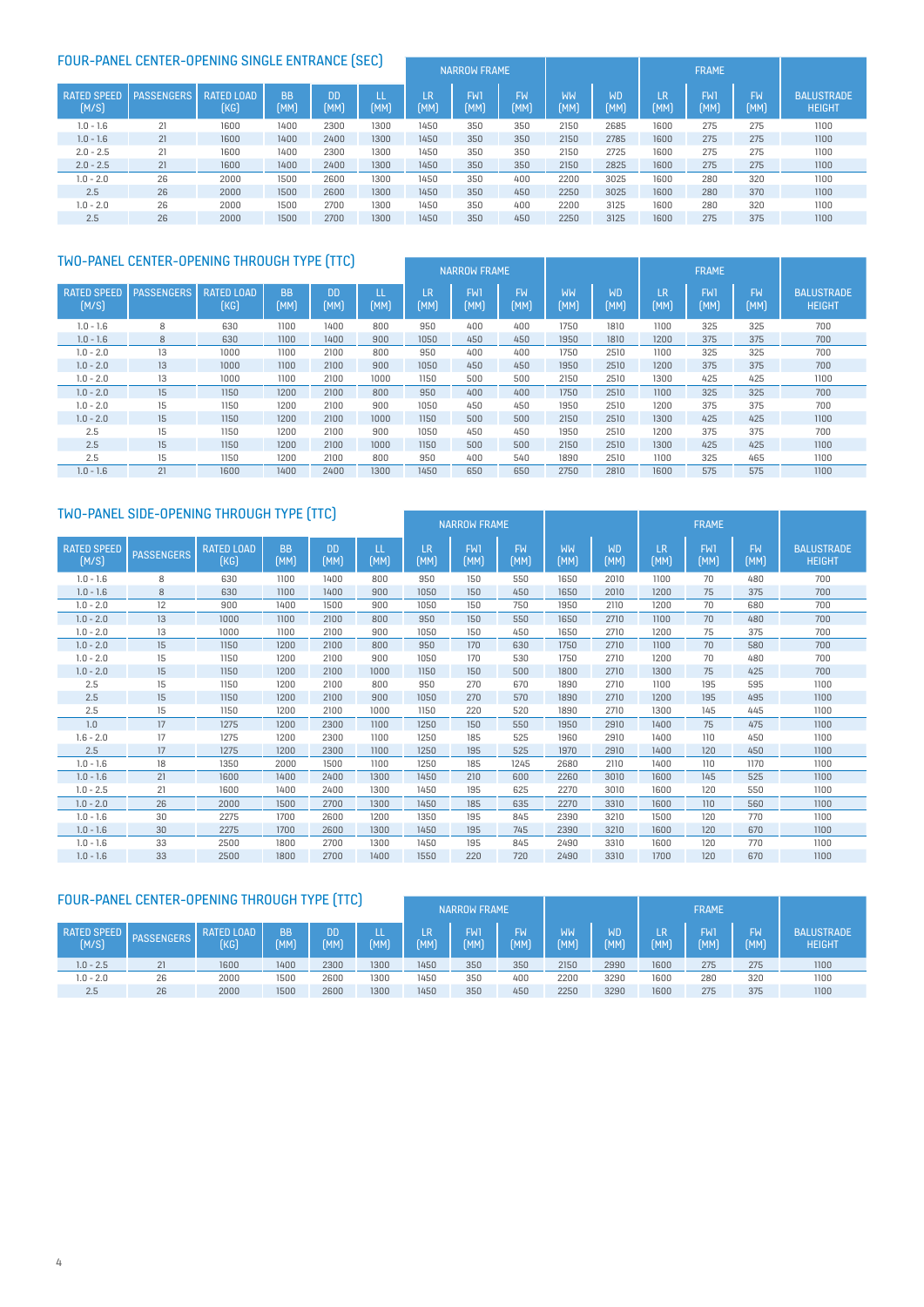## FOUR-PANEL CENTER-OPENING SINGLE ENTRANCE (SEC)

| | | | | | | NARROW FRAME | | | | | FRAME | | | |
|---|---|---|---|---|---|---|---|---|---|---|---|---|---|---|
| RATED SPEED (M/S) | PASSENGERS | RATED LOAD (KG) | BB (MM) | DD (MM) | LL (MM) | LR (MM) | FW1 (MM) | FW (MM) | WW (MM) | WD (MM) | LR (MM) | FW1 (MM) | FW (MM) | BALUSTRADE HEIGHT |
| 1.0 - 1.6 | 21 | 1600 | 1400 | 2300 | 1300 | 1450 | 350 | 350 | 2150 | 2685 | 1600 | 275 | 275 | 1100 |
| 1.0 - 1.6 | 21 | 1600 | 1400 | 2400 | 1300 | 1450 | 350 | 350 | 2150 | 2785 | 1600 | 275 | 275 | 1100 |
| 2.0 - 2.5 | 21 | 1600 | 1400 | 2300 | 1300 | 1450 | 350 | 350 | 2150 | 2725 | 1600 | 275 | 275 | 1100 |
| 2.0 - 2.5 | 21 | 1600 | 1400 | 2400 | 1300 | 1450 | 350 | 350 | 2150 | 2825 | 1600 | 275 | 275 | 1100 |
| 1.0 - 2.0 | 26 | 2000 | 1500 | 2600 | 1300 | 1450 | 350 | 400 | 2200 | 3025 | 1600 | 280 | 320 | 1100 |
| 2.5 | 26 | 2000 | 1500 | 2600 | 1300 | 1450 | 350 | 450 | 2250 | 3025 | 1600 | 280 | 370 | 1100 |
| 1.0 - 2.0 | 26 | 2000 | 1500 | 2700 | 1300 | 1450 | 350 | 400 | 2200 | 3125 | 1600 | 280 | 320 | 1100 |
| 2.5 | 26 | 2000 | 1500 | 2700 | 1300 | 1450 | 350 | 450 | 2250 | 3125 | 1600 | 275 | 375 | 1100 |

## TWO-PANEL CENTER-OPENING THROUGH TYPE (TTC)

| | | | | | | NARROW FRAME | | | | | FRAME | | | |
|---|---|---|---|---|---|---|---|---|---|---|---|---|---|---|
| RATED SPEED (M/S) | PASSENGERS | RATED LOAD (KG) | BB (MM) | DD (MM) | LL (MM) | LR (MM) | FW1 (MM) | FW (MM) | WW (MM) | WD (MM) | LR (MM) | FW1 (MM) | FW (MM) | BALUSTRADE HEIGHT |
| 1.0 - 1.6 | 8 | 630 | 1100 | 1400 | 800 | 950 | 400 | 400 | 1750 | 1810 | 1100 | 325 | 325 | 700 |
| 1.0 - 1.6 | 8 | 630 | 1100 | 1400 | 900 | 1050 | 450 | 450 | 1950 | 1810 | 1200 | 375 | 375 | 700 |
| 1.0 - 2.0 | 13 | 1000 | 1100 | 2100 | 800 | 950 | 400 | 400 | 1750 | 2510 | 1100 | 325 | 325 | 700 |
| 1.0 - 2.0 | 13 | 1000 | 1100 | 2100 | 900 | 1050 | 450 | 450 | 1950 | 2510 | 1200 | 375 | 375 | 700 |
| 1.0 - 2.0 | 13 | 1000 | 1100 | 2100 | 1000 | 1150 | 500 | 500 | 2150 | 2510 | 1300 | 425 | 425 | 1100 |
| 1.0 - 2.0 | 15 | 1150 | 1200 | 2100 | 800 | 950 | 400 | 400 | 1750 | 2510 | 1100 | 325 | 325 | 700 |
| 1.0 - 2.0 | 15 | 1150 | 1200 | 2100 | 900 | 1050 | 450 | 450 | 1950 | 2510 | 1200 | 375 | 375 | 700 |
| 1.0 - 2.0 | 15 | 1150 | 1200 | 2100 | 1000 | 1150 | 500 | 500 | 2150 | 2510 | 1300 | 425 | 425 | 1100 |
| 2.5 | 15 | 1150 | 1200 | 2100 | 900 | 1050 | 450 | 450 | 1950 | 2510 | 1200 | 375 | 375 | 700 |
| 2.5 | 15 | 1150 | 1200 | 2100 | 1000 | 1150 | 500 | 500 | 2150 | 2510 | 1300 | 425 | 425 | 1100 |
| 2.5 | 15 | 1150 | 1200 | 2100 | 800 | 950 | 400 | 540 | 1890 | 2510 | 1100 | 325 | 465 | 1100 |
| 1.0 - 1.6 | 21 | 1600 | 1400 | 2400 | 1300 | 1450 | 650 | 650 | 2750 | 2810 | 1600 | 575 | 575 | 1100 |

## TWO-PANEL SIDE-OPENING THROUGH TYPE (TTC)

| | | | | | | NARROW FRAME | | | | | FRAME | | | |
|---|---|---|---|---|---|---|---|---|---|---|---|---|---|---|
| RATED SPEED (M/S) | PASSENGERS | RATED LOAD (KG) | BB (MM) | DD (MM) | LL (MM) | LR (MM) | FW1 (MM) | FW (MM) | WW (MM) | WD (MM) | LR (MM) | FW1 (MM) | FW (MM) | BALUSTRADE HEIGHT |
| 1.0 - 1.6 | 8 | 630 | 1100 | 1400 | 800 | 950 | 150 | 550 | 1650 | 2010 | 1100 | 70 | 480 | 700 |
| 1.0 - 1.6 | 8 | 630 | 1100 | 1400 | 900 | 1050 | 150 | 450 | 1650 | 2010 | 1200 | 75 | 375 | 700 |
| 1.0 - 2.0 | 12 | 900 | 1400 | 1500 | 900 | 1050 | 150 | 750 | 1950 | 2110 | 1200 | 70 | 680 | 700 |
| 1.0 - 2.0 | 13 | 1000 | 1100 | 2100 | 800 | 950 | 150 | 550 | 1650 | 2710 | 1100 | 70 | 480 | 700 |
| 1.0 - 2.0 | 13 | 1000 | 1100 | 2100 | 900 | 1050 | 150 | 450 | 1650 | 2710 | 1200 | 75 | 375 | 700 |
| 1.0 - 2.0 | 15 | 1150 | 1200 | 2100 | 800 | 950 | 170 | 630 | 1750 | 2710 | 1100 | 70 | 580 | 700 |
| 1.0 - 2.0 | 15 | 1150 | 1200 | 2100 | 900 | 1050 | 170 | 530 | 1750 | 2710 | 1200 | 70 | 480 | 700 |
| 1.0 - 2.0 | 15 | 1150 | 1200 | 2100 | 1000 | 1150 | 150 | 500 | 1800 | 2710 | 1300 | 75 | 425 | 700 |
| 2.5 | 15 | 1150 | 1200 | 2100 | 800 | 950 | 270 | 670 | 1890 | 2710 | 1100 | 195 | 595 | 1100 |
| 2.5 | 15 | 1150 | 1200 | 2100 | 900 | 1050 | 270 | 570 | 1890 | 2710 | 1200 | 195 | 495 | 1100 |
| 2.5 | 15 | 1150 | 1200 | 2100 | 1000 | 1150 | 220 | 520 | 1890 | 2710 | 1300 | 145 | 445 | 1100 |
| 1.0 | 17 | 1275 | 1200 | 2300 | 1100 | 1250 | 150 | 550 | 1950 | 2910 | 1400 | 75 | 475 | 1100 |
| 1.6 - 2.0 | 17 | 1275 | 1200 | 2300 | 1100 | 1250 | 185 | 525 | 1960 | 2910 | 1400 | 110 | 450 | 1100 |
| 2.5 | 17 | 1275 | 1200 | 2300 | 1100 | 1250 | 195 | 525 | 1970 | 2910 | 1400 | 120 | 450 | 1100 |
| 1.0 - 1.6 | 18 | 1350 | 2000 | 1500 | 1100 | 1250 | 185 | 1245 | 2680 | 2110 | 1400 | 110 | 1170 | 1100 |
| 1.0 - 1.6 | 21 | 1600 | 1400 | 2400 | 1300 | 1450 | 210 | 600 | 2260 | 3010 | 1600 | 145 | 525 | 1100 |
| 1.0 - 2.5 | 21 | 1600 | 1400 | 2400 | 1300 | 1450 | 195 | 625 | 2270 | 3010 | 1600 | 120 | 550 | 1100 |
| 1.0 - 2.0 | 26 | 2000 | 1500 | 2700 | 1300 | 1450 | 185 | 635 | 2270 | 3310 | 1600 | 110 | 560 | 1100 |
| 1.0 - 1.6 | 30 | 2275 | 1700 | 2600 | 1200 | 1350 | 195 | 845 | 2390 | 3210 | 1500 | 120 | 770 | 1100 |
| 1.0 - 1.6 | 30 | 2275 | 1700 | 2600 | 1300 | 1450 | 195 | 745 | 2390 | 3210 | 1600 | 120 | 670 | 1100 |
| 1.0 - 1.6 | 33 | 2500 | 1800 | 2700 | 1300 | 1450 | 195 | 845 | 2490 | 3310 | 1600 | 120 | 770 | 1100 |
| 1.0 - 1.6 | 33 | 2500 | 1800 | 2700 | 1400 | 1550 | 220 | 720 | 2490 | 3310 | 1700 | 120 | 670 | 1100 |

## FOUR-PANEL CENTER-OPENING THROUGH TYPE (TTC)

| | | | | | | NARROW FRAME | | | | | FRAME | | | |
|---|---|---|---|---|---|---|---|---|---|---|---|---|---|---|
| RATED SPEED (M/S) | PASSENGERS | RATED LOAD (KG) | BB (MM) | DD (MM) | LL (MM) | LR (MM) | FW1 (MM) | FW (MM) | WW (MM) | WD (MM) | LR (MM) | FW1 (MM) | FW (MM) | BALUSTRADE HEIGHT |
| 1.0 - 2.5 | 21 | 1600 | 1400 | 2300 | 1300 | 1450 | 350 | 350 | 2150 | 2990 | 1600 | 275 | 275 | 1100 |
| 1.0 - 2.0 | 26 | 2000 | 1500 | 2600 | 1300 | 1450 | 350 | 400 | 2200 | 3290 | 1600 | 280 | 320 | 1100 |
| 2.5 | 26 | 2000 | 1500 | 2600 | 1300 | 1450 | 350 | 450 | 2250 | 3290 | 1600 | 275 | 375 | 1100 |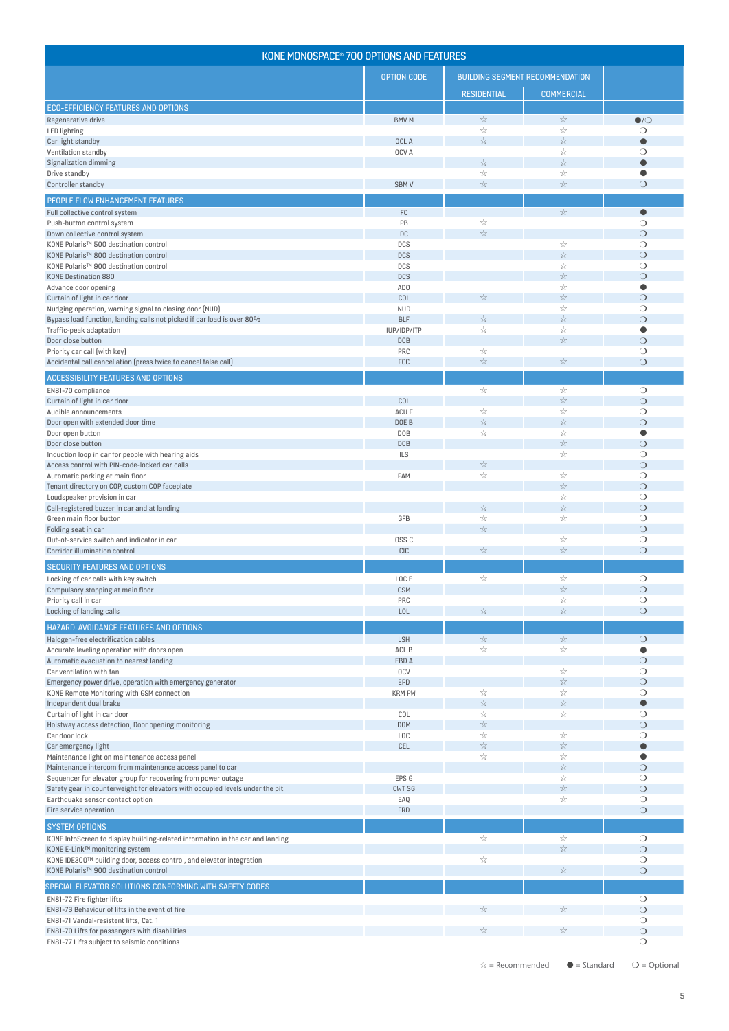## KONE MONOSPACE® 700 OPTIONS AND FEATURES

| | OPTION CODE | BUILDING SEGMENT RECOMMENDATION | | |
|---|---|---|---|---|
| | | RESIDENTIAL | COMMERCIAL | |
| **ECO-EFFICIENCY FEATURES AND OPTIONS** | | | | |
| Regenerative drive | BMV M | ☆ | ☆ | ●/❍ |
| LED lighting | | ☆ | ☆ | ❍ |
| Car light standby | OCL A | ☆ | ☆ | ● |
| Ventilation standby | OCV A | | ☆ | ❍ |
| Signalization dimming | | ☆ | ☆ | ● |
| Drive standby | | ☆ | ☆ | ● |
| Controller standby | SBM V | ☆ | ☆ | ❍ |
| **PEOPLE FLOW ENHANCEMENT FEATURES** | | | | |
| Full collective control system | FC | | ☆ | ● |
| Push-button control system | PB | ☆ | | ❍ |
| Down collective control system | DC | ☆ | | ❍ |
| KONE Polaris™ 500 destination control | DCS | | ☆ | ❍ |
| KONE Polaris™ 800 destination control | DCS | | ☆ | ❍ |
| KONE Polaris™ 900 destination control | DCS | | ☆ | ❍ |
| KONE Destination 880 | DCS | | ☆ | ❍ |
| Advance door opening | ADO | | ☆ | ● |
| Curtain of light in car door | COL | ☆ | ☆ | ❍ |
| Nudging operation, warning signal to closing door (NUD) | NUD | | ☆ | ❍ |
| Bypass load function, landing calls not picked if car load is over 80% | BLF | ☆ | ☆ | ❍ |
| Traffic-peak adaptation | IUP/IDP/ITP | ☆ | ☆ | ● |
| Door close button | DCB | | ☆ | ❍ |
| Priority car call (with key) | PRC | ☆ | | ❍ |
| Accidental call cancellation (press twice to cancel false call) | FCC | ☆ | ☆ | ❍ |
| **ACCESSIBILITY FEATURES AND OPTIONS** | | | | |
| EN81-70 compliance | | ☆ | ☆ | ❍ |
| Curtain of light in car door | COL | | ☆ | ❍ |
| Audible announcements | ACU F | ☆ | ☆ | ❍ |
| Door open with extended door time | DOE B | ☆ | ☆ | ❍ |
| Door open button | DOB | ☆ | ☆ | ● |
| Door close button | DCB | | ☆ | ❍ |
| Induction loop in car for people with hearing aids | ILS | | ☆ | ❍ |
| Access control with PIN-code-locked car calls | | ☆ | | ❍ |
| Automatic parking at main floor | PAM | ☆ | ☆ | ❍ |
| Tenant directory on COP, custom COP faceplate | | | ☆ | ❍ |
| Loudspeaker provision in car | | | ☆ | ❍ |
| Call-registered buzzer in car and at landing | | ☆ | ☆ | ❍ |
| Green main floor button | GFB | ☆ | ☆ | ❍ |
| Folding seat in car | | ☆ | | ❍ |
| Out-of-service switch and indicator in car | OSS C | | ☆ | ❍ |
| Corridor illumination control | CIC | ☆ | ☆ | ❍ |
| **SECURITY FEATURES AND OPTIONS** | | | | |
| Locking of car calls with key switch | LOC E | ☆ | ☆ | ❍ |
| Compulsory stopping at main floor | CSM | | ☆ | ❍ |
| Priority call in car | PRC | | ☆ | ❍ |
| Locking of landing calls | LOL | ☆ | ☆ | ❍ |
| **HAZARD-AVOIDANCE FEATURES AND OPTIONS** | | | | |
| Halogen-free electrification cables | LSH | ☆ | ☆ | ❍ |
| Accurate leveling operation with doors open | ACL B | ☆ | ☆ | ● |
| Automatic evacuation to nearest landing | EBD A | | | ❍ |
| Car ventilation with fan | OCV | | ☆ | ❍ |
| Emergency power drive, operation with emergency generator | EPD | | ☆ | ❍ |
| KONE Remote Monitoring with GSM connection | KRM PW | ☆ | ☆ | ❍ |
| Independent dual brake | | ☆ | ☆ | ● |
| Curtain of light in car door | COL | ☆ | ☆ | ❍ |
| Hoistway access detection, Door opening monitoring | DOM | ☆ | | ❍ |
| Car door lock | LOC | ☆ | ☆ | ❍ |
| Car emergency light | CEL | ☆ | ☆ | ● |
| Maintenance light on maintenance access panel | | ☆ | ☆ | ● |
| Maintenance intercom from maintenance access panel to car | | | ☆ | ❍ |
| Sequencer for elevator group for recovering from power outage | EPS G | | ☆ | ❍ |
| Safety gear in counterweight for elevators with occupied levels under the pit | CWT SG | | ☆ | ❍ |
| Earthquake sensor contact option | EAQ | | ☆ | ❍ |
| Fire service operation | FRD | | | ❍ |
| **SYSTEM OPTIONS** | | | | |
| KONE InfoScreen to display building-related information in the car and landing | | ☆ | ☆ | ❍ |
| KONE E-Link™ monitoring system | | | ☆ | ❍ |
| KONE IDE300™ building door, access control, and elevator integration | | ☆ | | ❍ |
| KONE Polaris™ 900 destination control | | | ☆ | ❍ |
| **SPECIAL ELEVATOR SOLUTIONS CONFORMING WITH SAFETY CODES** | | | | |
| EN81-72 Fire fighter lifts | | | | ❍ |
| EN81-73 Behaviour of lifts in the event of fire | | ☆ | ☆ | ❍ |
| EN81-71 Vandal-resistent lifts, Cat. 1 | | | | ❍ |
| EN81-70 Lifts for passengers with disabilities | | ☆ | ☆ | ❍ |
| EN81-77 Lifts subject to seismic conditions | | | | ❍ |

☆ = Recommended ● = Standard ❍ = Optional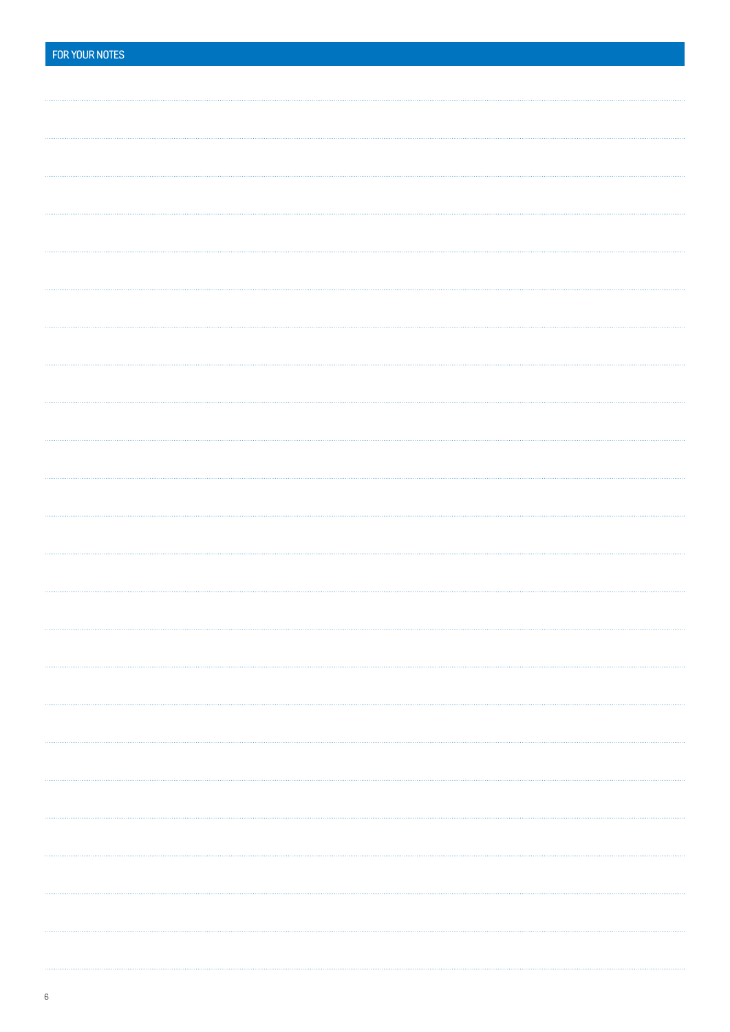# FOR YOUR NOTES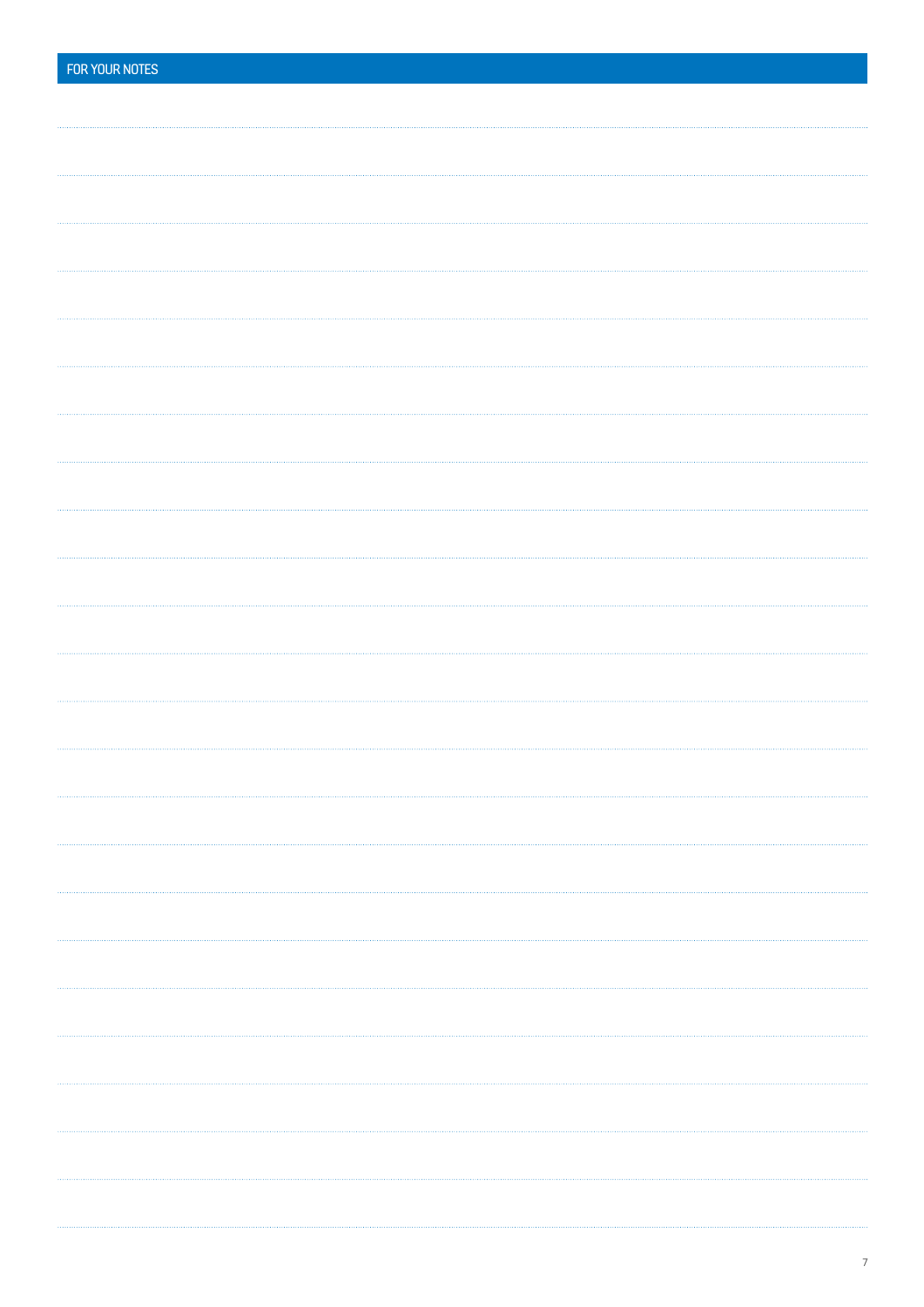## FOR YOUR NOTES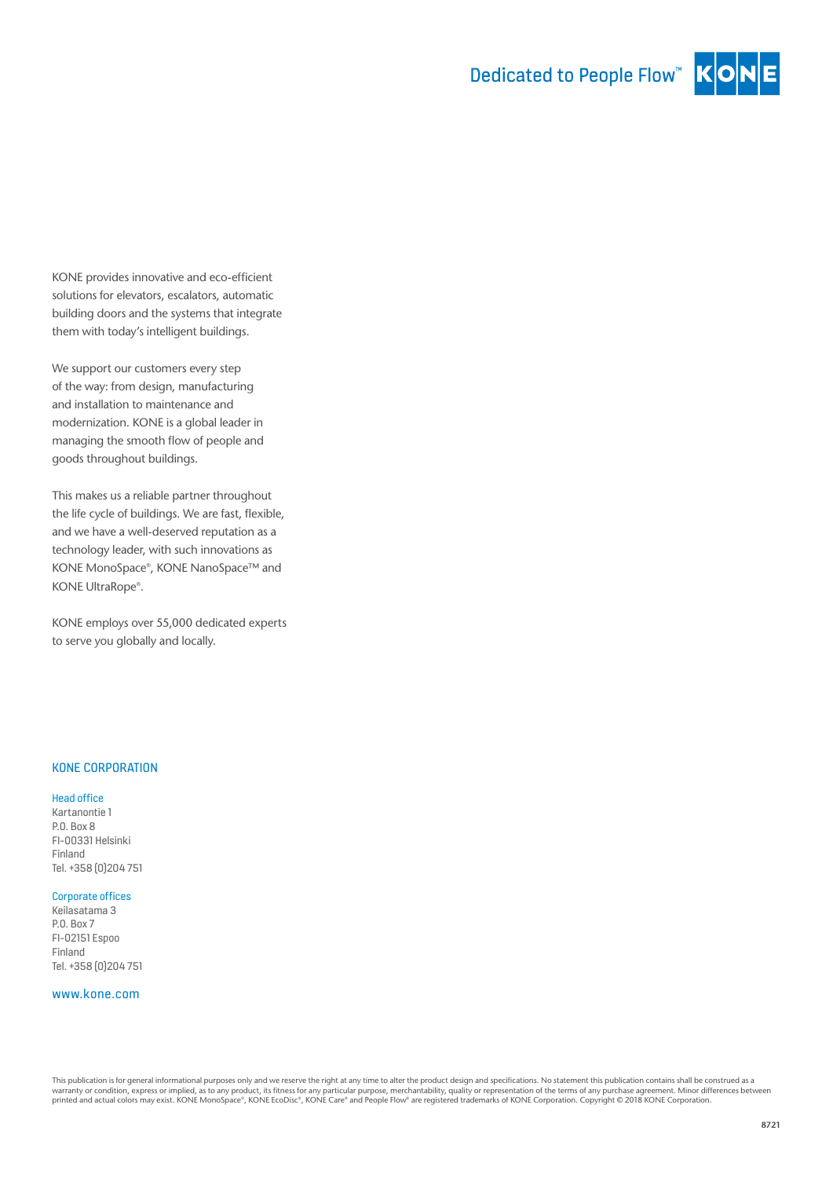Dedicated to People Flow™ KONE

KONE provides innovative and eco-efficient solutions for elevators, escalators, automatic building doors and the systems that integrate them with today's intelligent buildings.

We support our customers every step of the way: from design, manufacturing and installation to maintenance and modernization. KONE is a global leader in managing the smooth flow of people and goods throughout buildings.

This makes us a reliable partner throughout the life cycle of buildings. We are fast, flexible, and we have a well-deserved reputation as a technology leader, with such innovations as KONE MonoSpace®, KONE NanoSpace™ and KONE UltraRope®.

KONE employs over 55,000 dedicated experts to serve you globally and locally.

## KONE CORPORATION

**Head office**
Kartanontie 1
P.O. Box 8
FI-00331 Helsinki
Finland
Tel. +358 (0)204 751

**Corporate offices**
Keilasatama 3
P.O. Box 7
FI-02151 Espoo
Finland
Tel. +358 (0)204 751

www.kone.com

This publication is for general informational purposes only and we reserve the right at any time to alter the product design and specifications. No statement this publication contains shall be construed as a warranty or condition, express or implied, as to any product, its fitness for any particular purpose, merchantability, quality or representation of the terms of any purchase agreement. Minor differences between printed and actual colors may exist. KONE MonoSpace®, KONE EcoDisc®, KONE Care® and People Flow® are registered trademarks of KONE Corporation. Copyright © 2018 KONE Corporation.

8721